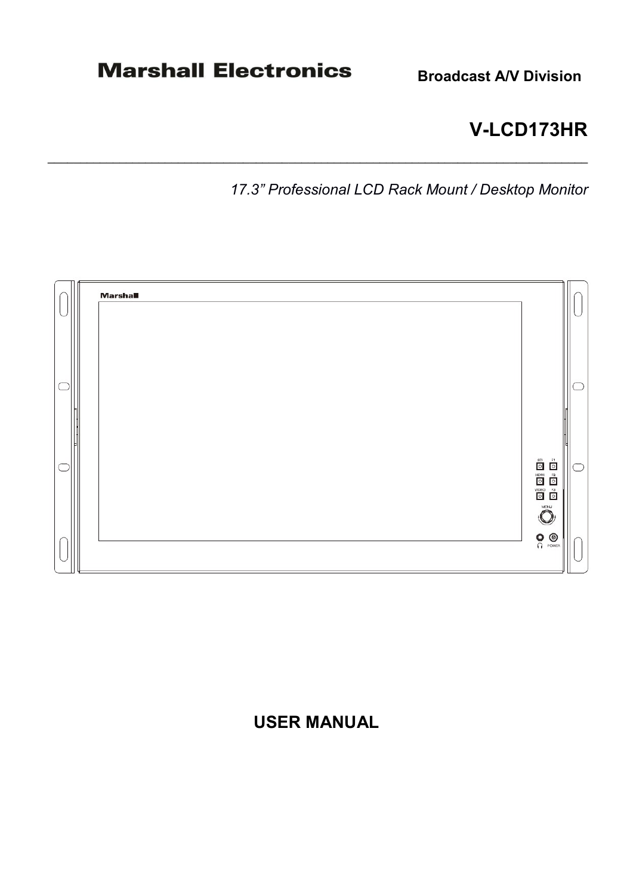**Marshall Electronics** **Broadcast A/V Division**

# V-LCD173HR

---

*17.3" Professional LCD Rack Mount / Desktop Monitor*

## USER MANUAL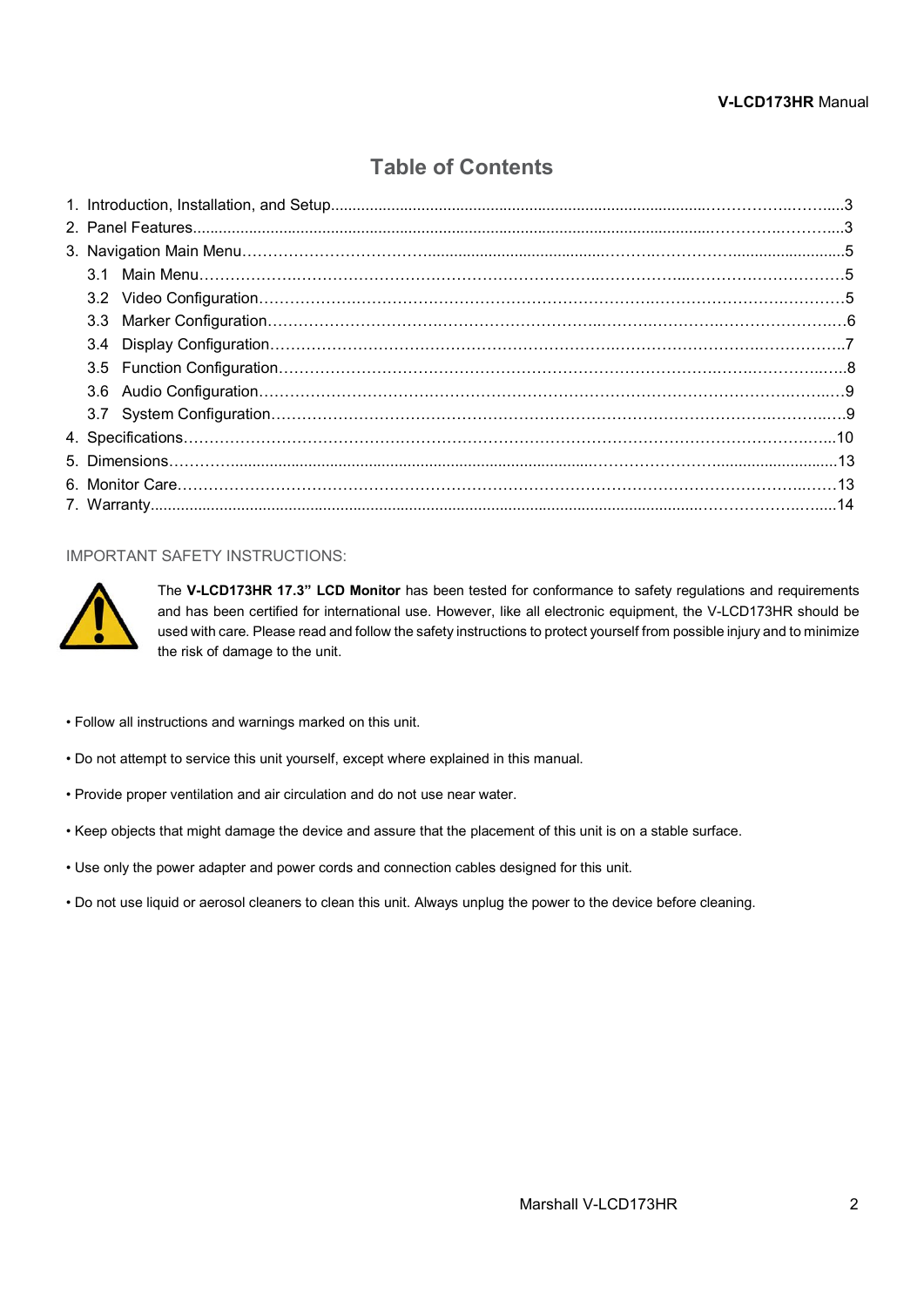# Table of Contents

1. Introduction, Installation, and Setup....3
2. Panel Features....3
3. Navigation Main Menu....5
   - 3.1 Main Menu....5
   - 3.2 Video Configuration....5
   - 3.3 Marker Configuration....6
   - 3.4 Display Configuration....7
   - 3.5 Function Configuration....8
   - 3.6 Audio Configuration....9
   - 3.7 System Configuration....9
4. Specifications....10
5. Dimensions....13
6. Monitor Care....13
7. Warranty....14

IMPORTANT SAFETY INSTRUCTIONS:

The **V-LCD173HR 17.3" LCD Monitor** has been tested for conformance to safety regulations and requirements and has been certified for international use. However, like all electronic equipment, the V-LCD173HR should be used with care. Please read and follow the safety instructions to protect yourself from possible injury and to minimize the risk of damage to the unit.

- Follow all instructions and warnings marked on this unit.
- Do not attempt to service this unit yourself, except where explained in this manual.
- Provide proper ventilation and air circulation and do not use near water.
- Keep objects that might damage the device and assure that the placement of this unit is on a stable surface.
- Use only the power adapter and power cords and connection cables designed for this unit.
- Do not use liquid or aerosol cleaners to clean this unit. Always unplug the power to the device before cleaning.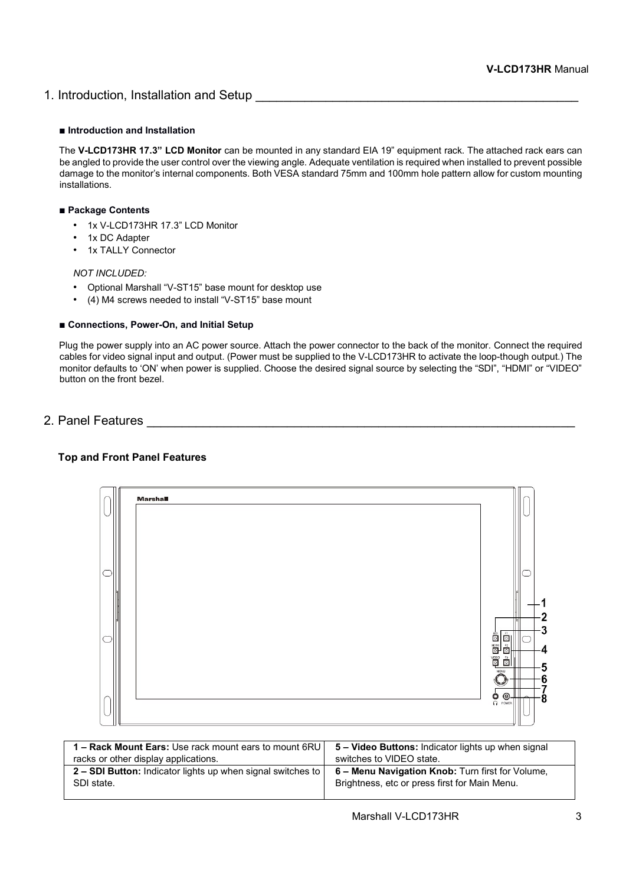# 1. Introduction, Installation and Setup

### ■ Introduction and Installation

The **V-LCD173HR 17.3" LCD Monitor** can be mounted in any standard EIA 19" equipment rack. The attached rack ears can be angled to provide the user control over the viewing angle. Adequate ventilation is required when installed to prevent possible damage to the monitor's internal components. Both VESA standard 75mm and 100mm hole pattern allow for custom mounting installations.

### ■ Package Contents

- 1x V-LCD173HR 17.3" LCD Monitor
- 1x DC Adapter
- 1x TALLY Connector

*NOT INCLUDED:*

- Optional Marshall "V-ST15" base mount for desktop use
- (4) M4 screws needed to install "V-ST15" base mount

### ■ Connections, Power-On, and Initial Setup

Plug the power supply into an AC power source. Attach the power connector to the back of the monitor. Connect the required cables for video signal input and output. (Power must be supplied to the V-LCD173HR to activate the loop-though output.) The monitor defaults to 'ON' when power is supplied. Choose the desired signal source by selecting the "SDI", "HDMI" or "VIDEO" button on the front bezel.

# 2. Panel Features

### Top and Front Panel Features

| | |
|---|---|
| **1 – Rack Mount Ears:** Use rack mount ears to mount 6RU racks or other display applications. | **5 – Video Buttons:** Indicator lights up when signal switches to VIDEO state. |
| **2 – SDI Button:** Indicator lights up when signal switches to SDI state. | **6 – Menu Navigation Knob:** Turn first for Volume, Brightness, etc or press first for Main Menu. |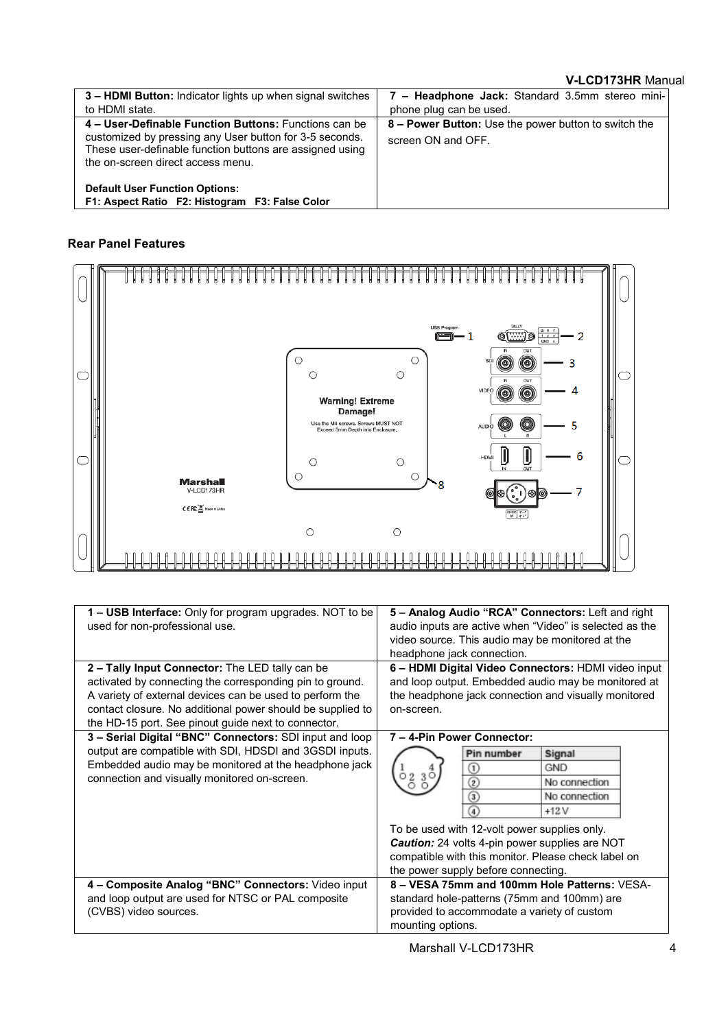| 3 – HDMI Button: Indicator lights up when signal switches to HDMI state. | 7 – Headphone Jack: Standard 3.5mm stereo mini-phone plug can be used. |
|---|---|
| **4 – User-Definable Function Buttons:** Functions can be customized by pressing any User button for 3-5 seconds. These user-definable function buttons are assigned using the on-screen direct access menu.<br><br>**Default User Function Options:**<br>**F1: Aspect Ratio F2: Histogram F3: False Color** | **8 – Power Button:** Use the power button to switch the screen ON and OFF. |

### Rear Panel Features

| 1 – USB Interface: Only for program upgrades. NOT to be used for non-professional use. | 5 – Analog Audio "RCA" Connectors: Left and right audio inputs are active when "Video" is selected as the video source. This audio may be monitored at the headphone jack connection. |
|---|---|
| **2 – Tally Input Connector:** The LED tally can be activated by connecting the corresponding pin to ground. A variety of external devices can be used to perform the contact closure. No additional power should be supplied to the HD-15 port. See pinout guide next to connector. | **6 – HDMI Digital Video Connectors:** HDMI video input and loop output. Embedded audio may be monitored at the headphone jack connection and visually monitored on-screen. |
| **3 – Serial Digital "BNC" Connectors:** SDI input and loop output are compatible with SDI, HDSDI and 3GSDI inputs. Embedded audio may be monitored at the headphone jack connection and visually monitored on-screen. | **7 – 4-Pin Power Connector:**<br><br>Pin number / Signal: ① GND; ② No connection; ③ No connection; ④ +12 V<br><br>To be used with 12-volt power supplies only.<br>***Caution:*** 24 volts 4-pin power supplies are NOT compatible with this monitor. Please check label on the power supply before connecting. |
| **4 – Composite Analog "BNC" Connectors:** Video input and loop output are used for NTSC or PAL composite (CVBS) video sources. | **8 – VESA 75mm and 100mm Hole Patterns:** VESA-standard hole-patterns (75mm and 100mm) are provided to accommodate a variety of custom mounting options. |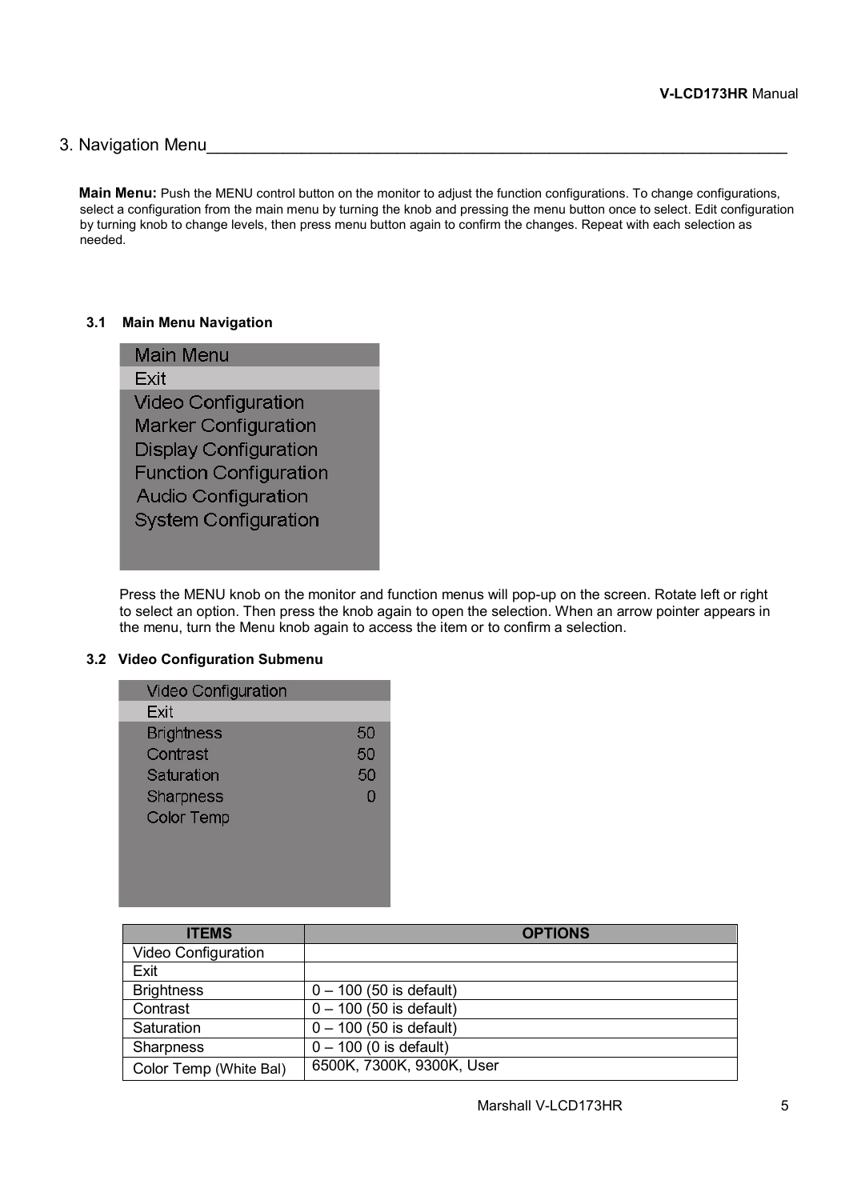## 3. Navigation Menu

**Main Menu:** Push the MENU control button on the monitor to adjust the function configurations. To change configurations, select a configuration from the main menu by turning the knob and pressing the menu button once to select. Edit configuration by turning knob to change levels, then press menu button again to confirm the changes. Repeat with each selection as needed.

### 3.1 Main Menu Navigation

Main Menu
Exit
Video Configuration
Marker Configuration
Display Configuration
Function Configuration
Audio Configuration
System Configuration

Press the MENU knob on the monitor and function menus will pop-up on the screen. Rotate left or right to select an option. Then press the knob again to open the selection. When an arrow pointer appears in the menu, turn the Menu knob again to access the item or to confirm a selection.

### 3.2 Video Configuration Submenu

Video Configuration
Exit
Brightness 50
Contrast 50
Saturation 50
Sharpness 0
Color Temp

| ITEMS | OPTIONS |
|---|---|
| Video Configuration | |
| Exit | |
| Brightness | 0 – 100 (50 is default) |
| Contrast | 0 – 100 (50 is default) |
| Saturation | 0 – 100 (50 is default) |
| Sharpness | 0 – 100 (0 is default) |
| Color Temp (White Bal) | 6500K, 7300K, 9300K, User |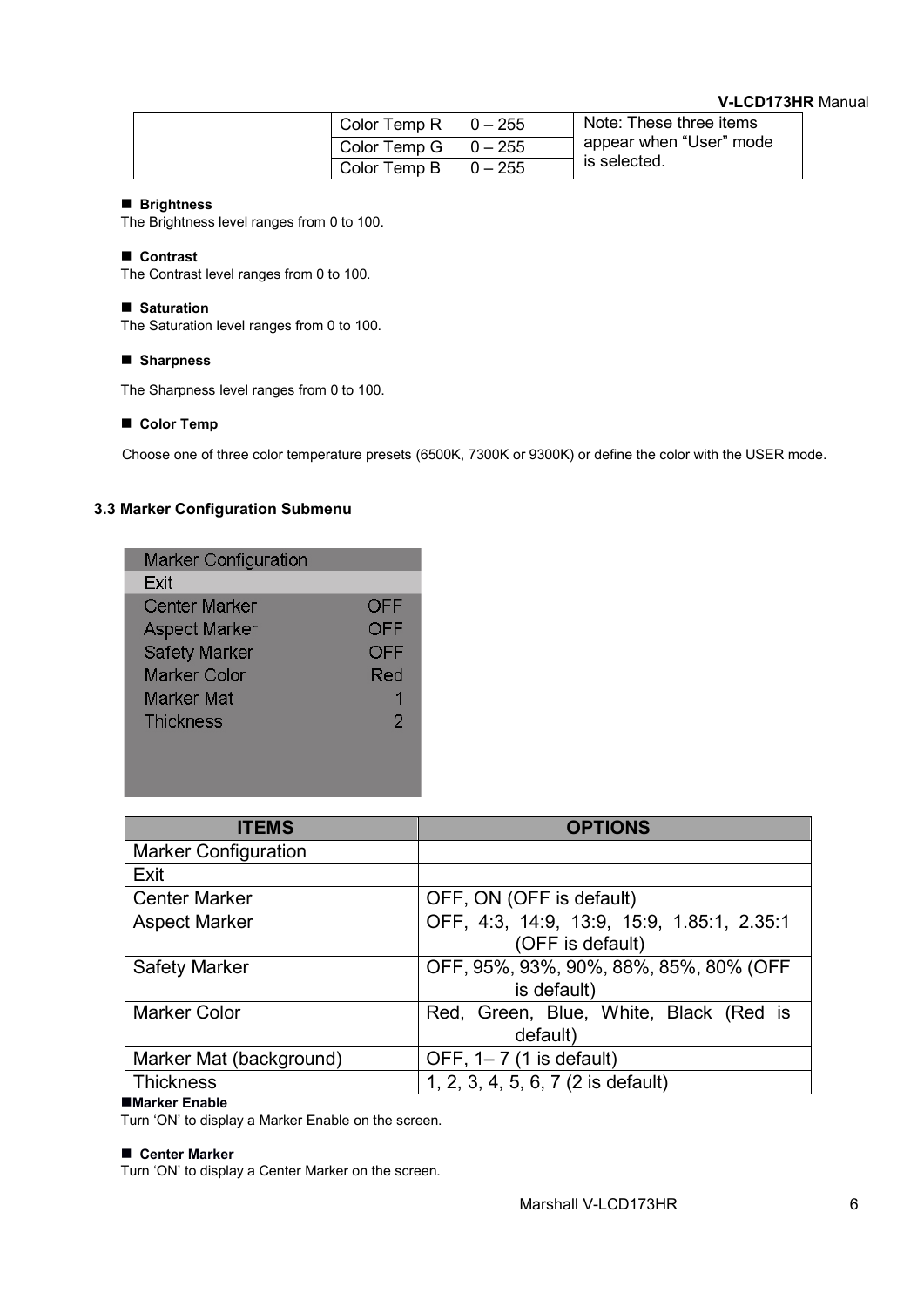| | Color Temp R | 0 – 255 | Note: These three items appear when “User” mode is selected. |
|---|---|---|---|
| | Color Temp G | 0 – 255 | |
| | Color Temp B | 0 – 255 | |

■ **Brightness**

The Brightness level ranges from 0 to 100.

■ **Contrast**

The Contrast level ranges from 0 to 100.

■ **Saturation**

The Saturation level ranges from 0 to 100.

■ **Sharpness**

The Sharpness level ranges from 0 to 100.

■ **Color Temp**

Choose one of three color temperature presets (6500K, 7300K or 9300K) or define the color with the USER mode.

### 3.3 Marker Configuration Submenu

| Marker Configuration | |
|---|---|
| Exit | |
| Center Marker | OFF |
| Aspect Marker | OFF |
| Safety Marker | OFF |
| Marker Color | Red |
| Marker Mat | 1 |
| Thickness | 2 |

| ITEMS | OPTIONS |
|---|---|
| Marker Configuration | |
| Exit | |
| Center Marker | OFF, ON (OFF is default) |
| Aspect Marker | OFF, 4:3, 14:9, 13:9, 15:9, 1.85:1, 2.35:1 (OFF is default) |
| Safety Marker | OFF, 95%, 93%, 90%, 88%, 85%, 80% (OFF is default) |
| Marker Color | Red, Green, Blue, White, Black (Red is default) |
| Marker Mat (background) | OFF, 1– 7 (1 is default) |
| Thickness | 1, 2, 3, 4, 5, 6, 7 (2 is default) |

■ **Marker Enable**

Turn ‘ON’ to display a Marker Enable on the screen.

■ **Center Marker**

Turn ‘ON’ to display a Center Marker on the screen.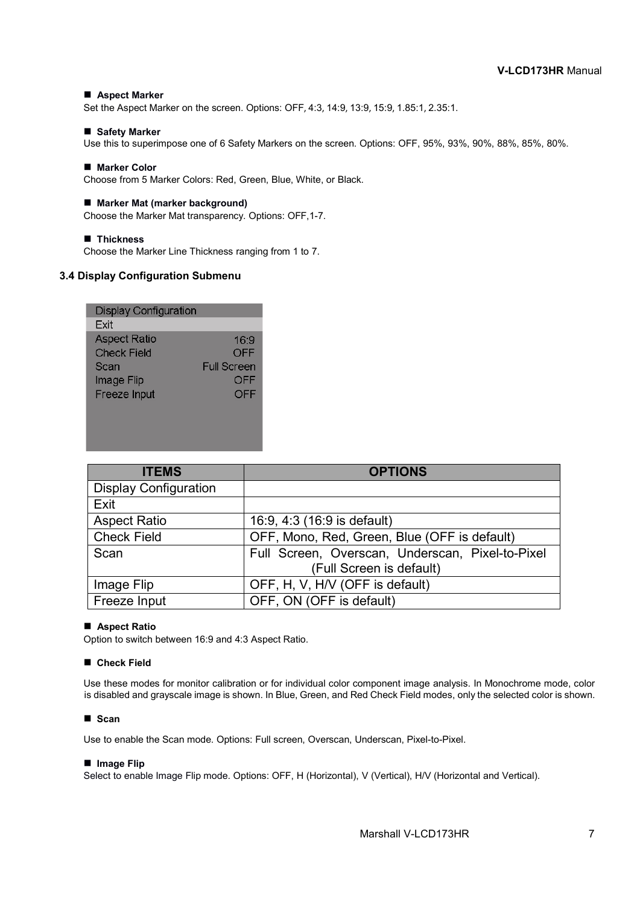- **Aspect Marker**

Set the Aspect Marker on the screen. Options: OFF, 4:3, 14:9, 13:9, 15:9, 1.85:1, 2.35:1.

- **Safety Marker**

Use this to superimpose one of 6 Safety Markers on the screen. Options: OFF, 95%, 93%, 90%, 88%, 85%, 80%.

- **Marker Color**

Choose from 5 Marker Colors: Red, Green, Blue, White, or Black.

- **Marker Mat (marker background)**

Choose the Marker Mat transparency. Options: OFF,1-7.

- **Thickness**

Choose the Marker Line Thickness ranging from 1 to 7.

### 3.4 Display Configuration Submenu

| Display Configuration | |
|---|---|
| Exit | |
| Aspect Ratio | 16:9 |
| Check Field | OFF |
| Scan | Full Screen |
| Image Flip | OFF |
| Freeze Input | OFF |

| ITEMS | OPTIONS |
|---|---|
| Display Configuration | |
| Exit | |
| Aspect Ratio | 16:9, 4:3 (16:9 is default) |
| Check Field | OFF, Mono, Red, Green, Blue (OFF is default) |
| Scan | Full Screen, Overscan, Underscan, Pixel-to-Pixel (Full Screen is default) |
| Image Flip | OFF, H, V, H/V (OFF is default) |
| Freeze Input | OFF, ON (OFF is default) |

- **Aspect Ratio**

Option to switch between 16:9 and 4:3 Aspect Ratio.

- **Check Field**

Use these modes for monitor calibration or for individual color component image analysis. In Monochrome mode, color is disabled and grayscale image is shown. In Blue, Green, and Red Check Field modes, only the selected color is shown.

- **Scan**

Use to enable the Scan mode. Options: Full screen, Overscan, Underscan, Pixel-to-Pixel.

- **Image Flip**

Select to enable Image Flip mode. Options: OFF, H (Horizontal), V (Vertical), H/V (Horizontal and Vertical).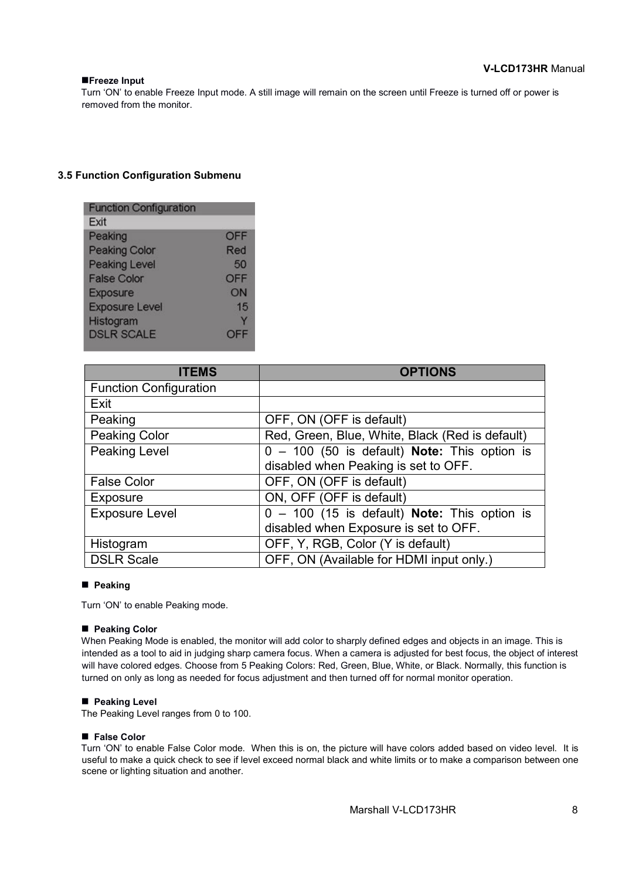### ■Freeze Input

Turn 'ON' to enable Freeze Input mode. A still image will remain on the screen until Freeze is turned off or power is removed from the monitor.

## 3.5 Function Configuration Submenu

| Function Configuration | |
|---|---|
| Exit | |
| Peaking | OFF |
| Peaking Color | Red |
| Peaking Level | 50 |
| False Color | OFF |
| Exposure | ON |
| Exposure Level | 15 |
| Histogram | Y |
| DSLR SCALE | OFF |

| ITEMS | OPTIONS |
|---|---|
| Function Configuration | |
| Exit | |
| Peaking | OFF, ON (OFF is default) |
| Peaking Color | Red, Green, Blue, White, Black (Red is default) |
| Peaking Level | 0 – 100 (50 is default) **Note:** This option is disabled when Peaking is set to OFF. |
| False Color | OFF, ON (OFF is default) |
| Exposure | ON, OFF (OFF is default) |
| Exposure Level | 0 – 100 (15 is default) **Note:** This option is disabled when Exposure is set to OFF. |
| Histogram | OFF, Y, RGB, Color (Y is default) |
| DSLR Scale | OFF, ON (Available for HDMI input only.) |

### ■ Peaking

Turn 'ON' to enable Peaking mode.

### ■ Peaking Color

When Peaking Mode is enabled, the monitor will add color to sharply defined edges and objects in an image. This is intended as a tool to aid in judging sharp camera focus. When a camera is adjusted for best focus, the object of interest will have colored edges. Choose from 5 Peaking Colors: Red, Green, Blue, White, or Black. Normally, this function is turned on only as long as needed for focus adjustment and then turned off for normal monitor operation.

### ■ Peaking Level

The Peaking Level ranges from 0 to 100.

### ■ False Color

Turn 'ON' to enable False Color mode. When this is on, the picture will have colors added based on video level. It is useful to make a quick check to see if level exceed normal black and white limits or to make a comparison between one scene or lighting situation and another.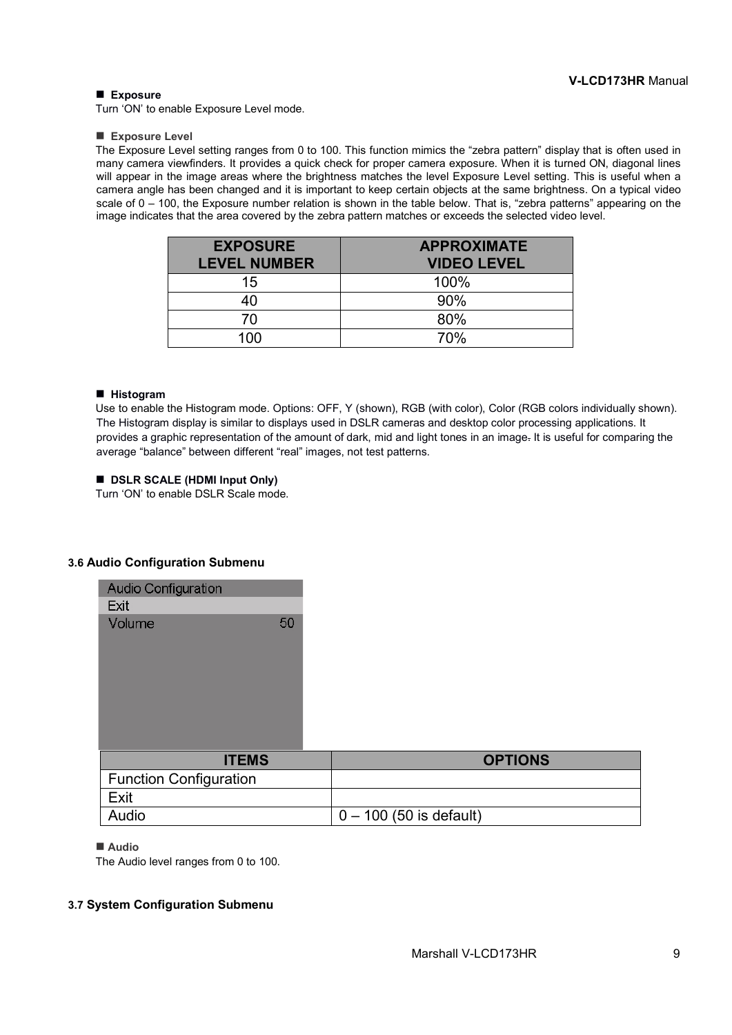- **Exposure**

Turn 'ON' to enable Exposure Level mode.

- **Exposure Level**

The Exposure Level setting ranges from 0 to 100. This function mimics the "zebra pattern" display that is often used in many camera viewfinders. It provides a quick check for proper camera exposure. When it is turned ON, diagonal lines will appear in the image areas where the brightness matches the level Exposure Level setting. This is useful when a camera angle has been changed and it is important to keep certain objects at the same brightness. On a typical video scale of 0 – 100, the Exposure number relation is shown in the table below. That is, "zebra patterns" appearing on the image indicates that the area covered by the zebra pattern matches or exceeds the selected video level.

| EXPOSURE LEVEL NUMBER | APPROXIMATE VIDEO LEVEL |
|---|---|
| 15 | 100% |
| 40 | 90% |
| 70 | 80% |
| 100 | 70% |

- **Histogram**

Use to enable the Histogram mode. Options: OFF, Y (shown), RGB (with color), Color (RGB colors individually shown). The Histogram display is similar to displays used in DSLR cameras and desktop color processing applications. It provides a graphic representation of the amount of dark, mid and light tones in an image. It is useful for comparing the average "balance" between different "real" images, not test patterns.

- **DSLR SCALE (HDMI Input Only)**

Turn 'ON' to enable DSLR Scale mode.

### 3.6 Audio Configuration Submenu

Audio Configuration
Exit
Volume 50

| ITEMS | OPTIONS |
|---|---|
| Function Configuration | |
| Exit | |
| Audio | 0 – 100 (50 is default) |

- **Audio**

The Audio level ranges from 0 to 100.

### 3.7 System Configuration Submenu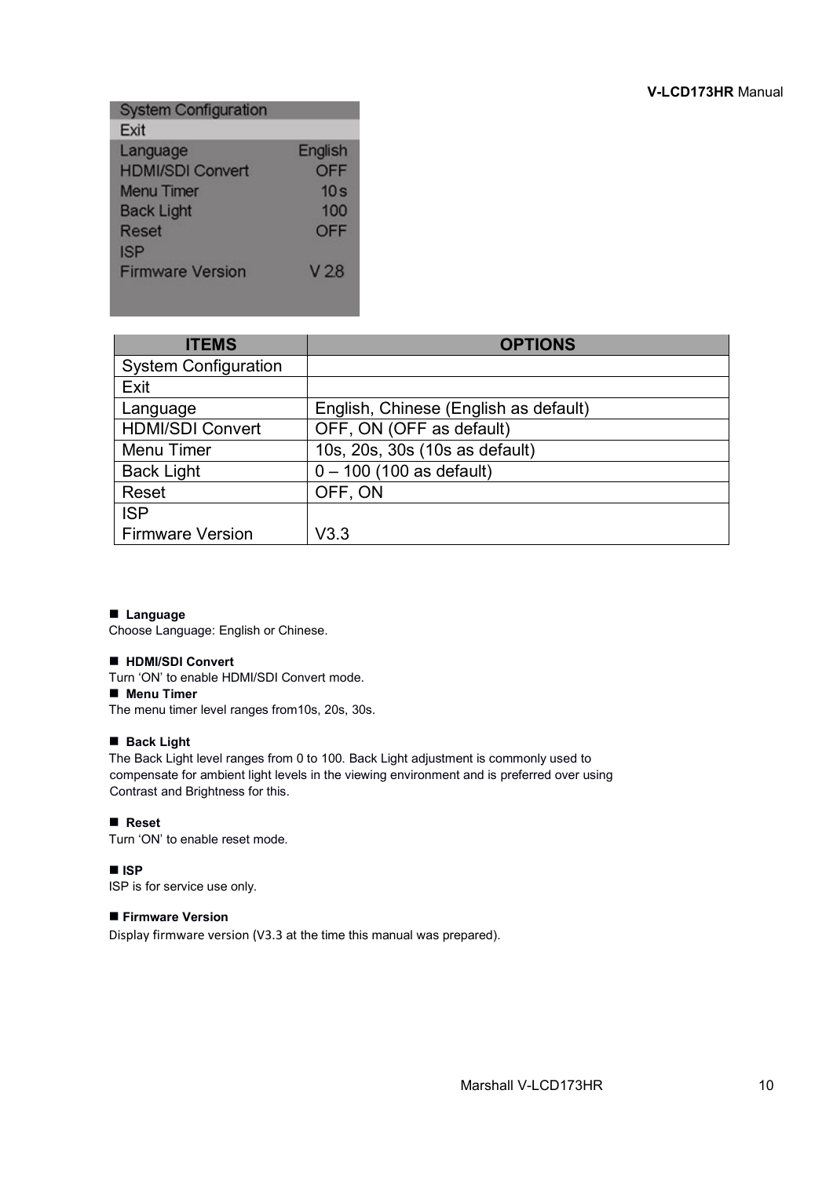| ITEMS | OPTIONS |
|---|---|
| System Configuration | |
| Exit | |
| Language | English, Chinese (English as default) |
| HDMI/SDI Convert | OFF, ON (OFF as default) |
| Menu Timer | 10s, 20s, 30s (10s as default) |
| Back Light | 0 – 100 (100 as default) |
| Reset | OFF, ON |
| ISP | |
| Firmware Version | V3.3 |

- **Language**

Choose Language: English or Chinese.

- **HDMI/SDI Convert**

Turn 'ON' to enable HDMI/SDI Convert mode.

- **Menu Timer**

The menu timer level ranges from10s, 20s, 30s.

- **Back Light**

The Back Light level ranges from 0 to 100. Back Light adjustment is commonly used to compensate for ambient light levels in the viewing environment and is preferred over using Contrast and Brightness for this.

- **Reset**

Turn 'ON' to enable reset mode.

- **ISP**

ISP is for service use only.

- **Firmware Version**

Display firmware version (V3.3 at the time this manual was prepared).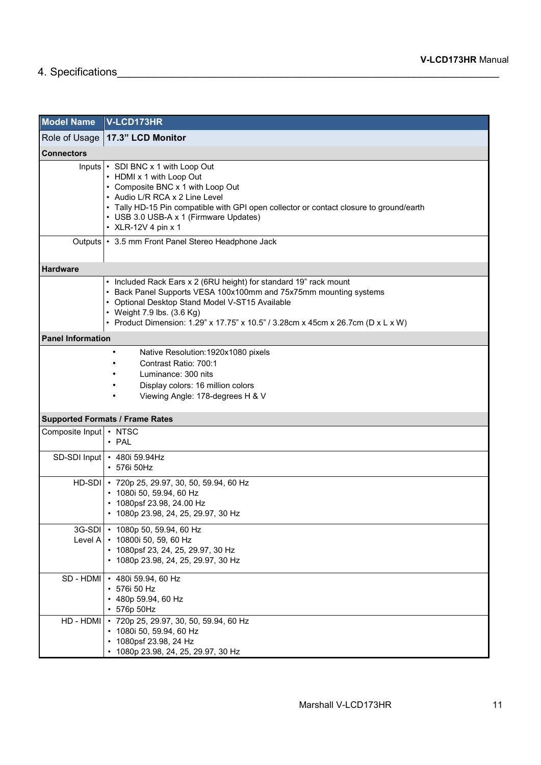## 4. Specifications

| Model Name | V-LCD173HR |
|---|---|
| Role of Usage | **17.3" LCD Monitor** |
| **Connectors** | |
| Inputs | • SDI BNC x 1 with Loop Out<br>• HDMI x 1 with Loop Out<br>• Composite BNC x 1 with Loop Out<br>• Audio L/R RCA x 2 Line Level<br>• Tally HD-15 Pin compatible with GPI open collector or contact closure to ground/earth<br>• USB 3.0 USB-A x 1 (Firmware Updates)<br>• XLR-12V 4 pin x 1 |
| Outputs | • 3.5 mm Front Panel Stereo Headphone Jack |
| **Hardware** | |
| | • Included Rack Ears x 2 (6RU height) for standard 19" rack mount<br>• Back Panel Supports VESA 100x100mm and 75x75mm mounting systems<br>• Optional Desktop Stand Model V-ST15 Available<br>• Weight 7.9 lbs. (3.6 Kg)<br>• Product Dimension: 1.29" x 17.75" x 10.5" / 3.28cm x 45cm x 26.7cm (D x L x W) |
| **Panel Information** | |
| | • Native Resolution:1920x1080 pixels<br>• Contrast Ratio: 700:1<br>• Luminance: 300 nits<br>• Display colors: 16 million colors<br>• Viewing Angle: 178-degrees H & V |
| **Supported Formats / Frame Rates** | |
| Composite Input | • NTSC<br>• PAL |
| SD-SDI Input | • 480i 59.94Hz<br>• 576i 50Hz |
| HD-SDI | • 720p 25, 29.97, 30, 50, 59.94, 60 Hz<br>• 1080i 50, 59.94, 60 Hz<br>• 1080psf 23.98, 24.00 Hz<br>• 1080p 23.98, 24, 25, 29.97, 30 Hz |
| 3G-SDI Level A | • 1080p 50, 59.94, 60 Hz<br>• 10800i 50, 59, 60 Hz<br>• 1080psf 23, 24, 25, 29.97, 30 Hz<br>• 1080p 23.98, 24, 25, 29.97, 30 Hz |
| SD - HDMI | • 480i 59.94, 60 Hz<br>• 576i 50 Hz<br>• 480p 59.94, 60 Hz<br>• 576p 50Hz |
| HD - HDMI | • 720p 25, 29.97, 30, 50, 59.94, 60 Hz<br>• 1080i 50, 59.94, 60 Hz<br>• 1080psf 23.98, 24 Hz<br>• 1080p 23.98, 24, 25, 29.97, 30 Hz |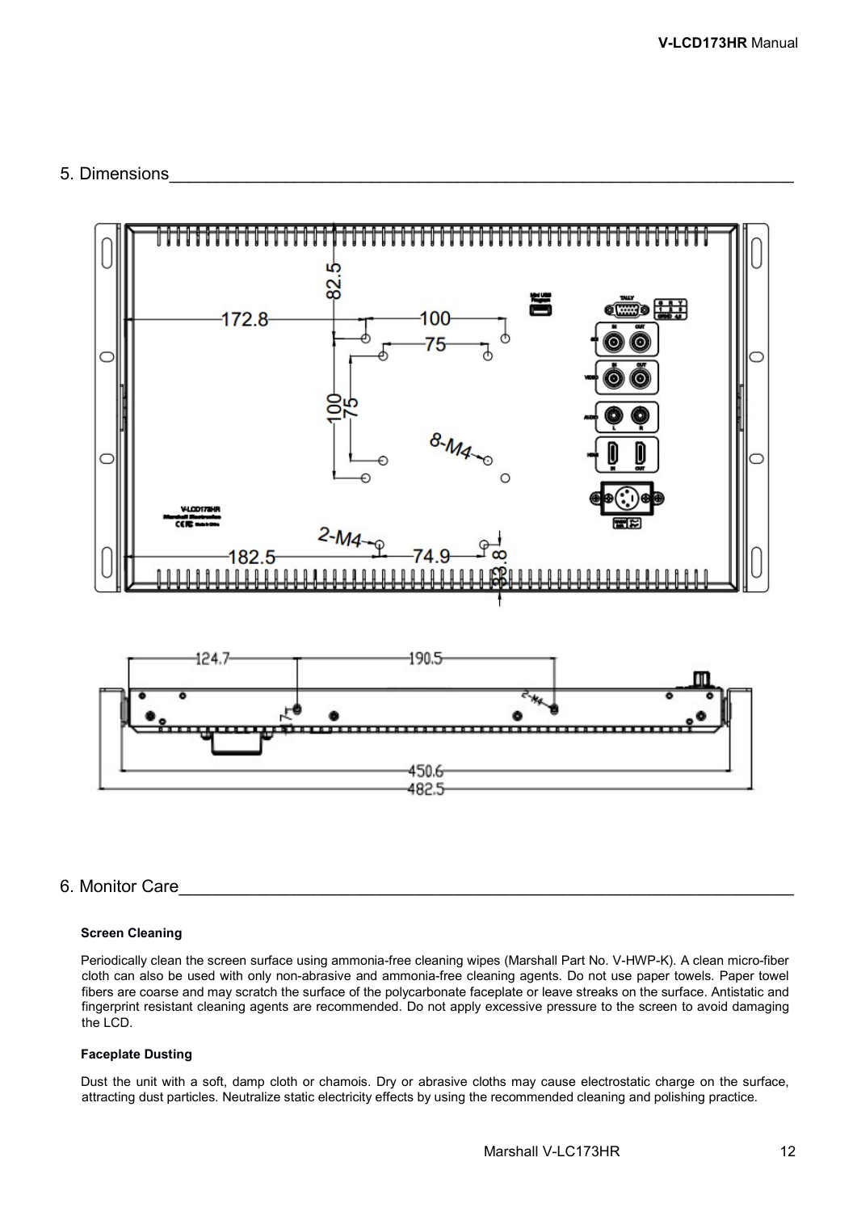## 5. Dimensions

## 6. Monitor Care

**Screen Cleaning**

Periodically clean the screen surface using ammonia-free cleaning wipes (Marshall Part No. V-HWP-K). A clean micro-fiber cloth can also be used with only non-abrasive and ammonia-free cleaning agents. Do not use paper towels. Paper towel fibers are coarse and may scratch the surface of the polycarbonate faceplate or leave streaks on the surface. Antistatic and fingerprint resistant cleaning agents are recommended. Do not apply excessive pressure to the screen to avoid damaging the LCD.

**Faceplate Dusting**

Dust the unit with a soft, damp cloth or chamois. Dry or abrasive cloths may cause electrostatic charge on the surface, attracting dust particles. Neutralize static electricity effects by using the recommended cleaning and polishing practice.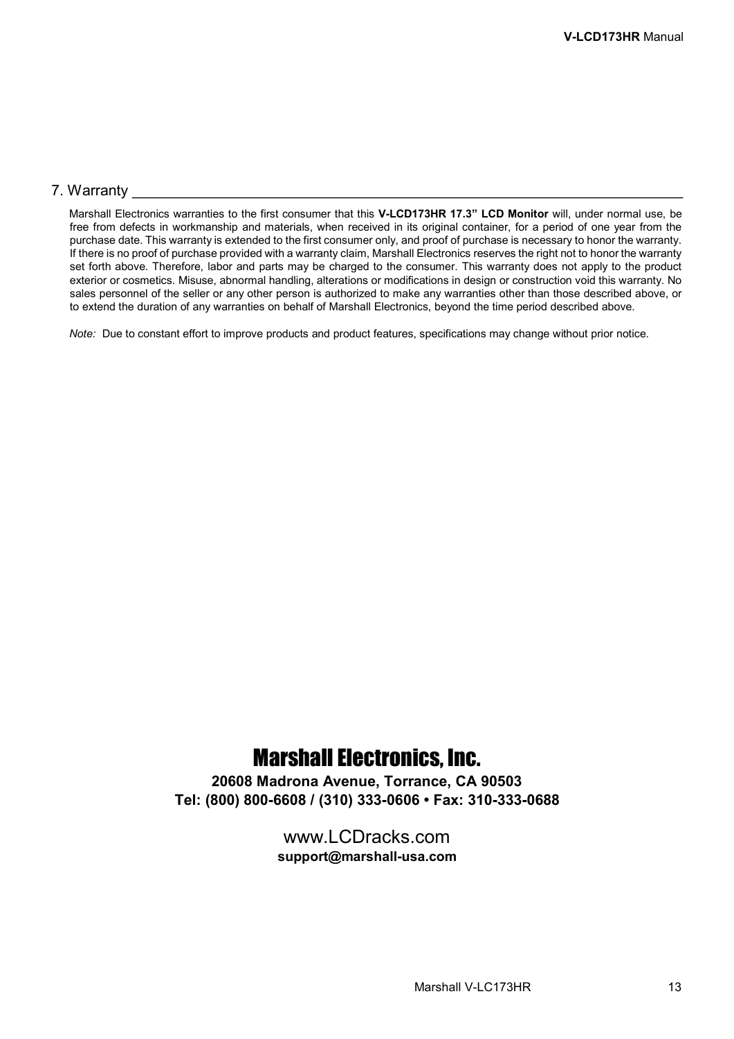## 7. Warranty

Marshall Electronics warranties to the first consumer that this **V-LCD173HR 17.3" LCD Monitor** will, under normal use, be free from defects in workmanship and materials, when received in its original container, for a period of one year from the purchase date. This warranty is extended to the first consumer only, and proof of purchase is necessary to honor the warranty. If there is no proof of purchase provided with a warranty claim, Marshall Electronics reserves the right not to honor the warranty set forth above. Therefore, labor and parts may be charged to the consumer. This warranty does not apply to the product exterior or cosmetics. Misuse, abnormal handling, alterations or modifications in design or construction void this warranty. No sales personnel of the seller or any other person is authorized to make any warranties other than those described above, or to extend the duration of any warranties on behalf of Marshall Electronics, beyond the time period described above.

*Note:* Due to constant effort to improve products and product features, specifications may change without prior notice.

# Marshall Electronics, Inc.

**20608 Madrona Avenue, Torrance, CA 90503**
**Tel: (800) 800-6608 / (310) 333-0606 • Fax: 310-333-0688**

www.LCDracks.com
**support@marshall-usa.com**